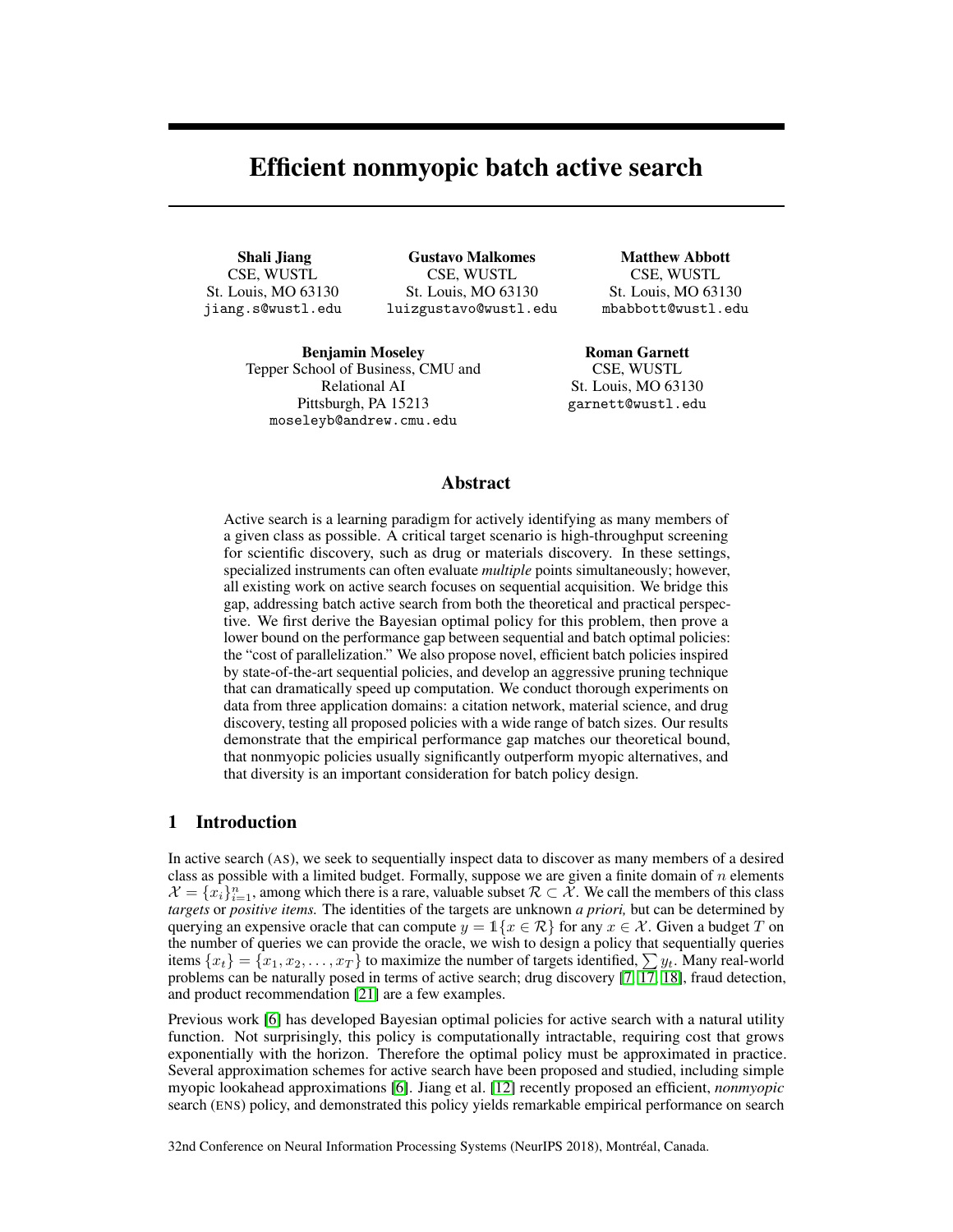# Efficient nonmyopic batch active search

**Shali Jiang**
CSE, WUSTL
St. Louis, MO 63130
jiang.s@wustl.edu

**Gustavo Malkomes**
CSE, WUSTL
St. Louis, MO 63130
luizgustavo@wustl.edu

**Matthew Abbott**
CSE, WUSTL
St. Louis, MO 63130
mbabbott@wustl.edu

**Benjamin Moseley**
Tepper School of Business, CMU and
Relational AI
Pittsburgh, PA 15213
moseleyb@andrew.cmu.edu

**Roman Garnett**
CSE, WUSTL
St. Louis, MO 63130
garnett@wustl.edu

## Abstract

Active search is a learning paradigm for actively identifying as many members of a given class as possible. A critical target scenario is high-throughput screening for scientific discovery, such as drug or materials discovery. In these settings, specialized instruments can often evaluate *multiple* points simultaneously; however, all existing work on active search focuses on sequential acquisition. We bridge this gap, addressing batch active search from both the theoretical and practical perspective. We first derive the Bayesian optimal policy for this problem, then prove a lower bound on the performance gap between sequential and batch optimal policies: the "cost of parallelization." We also propose novel, efficient batch policies inspired by state-of-the-art sequential policies, and develop an aggressive pruning technique that can dramatically speed up computation. We conduct thorough experiments on data from three application domains: a citation network, material science, and drug discovery, testing all proposed policies with a wide range of batch sizes. Our results demonstrate that the empirical performance gap matches our theoretical bound, that nonmyopic policies usually significantly outperform myopic alternatives, and that diversity is an important consideration for batch policy design.

## 1 Introduction

In active search (AS), we seek to sequentially inspect data to discover as many members of a desired class as possible with a limited budget. Formally, suppose we are given a finite domain of $n$ elements $\mathcal{X} = \{x_i\}_{i=1}^n$, among which there is a rare, valuable subset $\mathcal{R} \subset \mathcal{X}$. We call the members of this class *targets* or *positive items.* The identities of the targets are unknown *a priori,* but can be determined by querying an expensive oracle that can compute $y = \mathbb{1}\{x \in \mathcal{R}\}$ for any $x \in \mathcal{X}$. Given a budget $T$ on the number of queries we can provide the oracle, we wish to design a policy that sequentially queries items $\{x_t\} = \{x_1, x_2, \ldots, x_T\}$ to maximize the number of targets identified, $\sum y_t$. Many real-world problems can be naturally posed in terms of active search; drug discovery [7, 17, 18], fraud detection, and product recommendation [21] are a few examples.

Previous work [6] has developed Bayesian optimal policies for active search with a natural utility function. Not surprisingly, this policy is computationally intractable, requiring cost that grows exponentially with the horizon. Therefore the optimal policy must be approximated in practice. Several approximation schemes for active search have been proposed and studied, including simple myopic lookahead approximations [6]. Jiang et al. [12] recently proposed an efficient, *nonmyopic* search (ENS) policy, and demonstrated this policy yields remarkable empirical performance on search

32nd Conference on Neural Information Processing Systems (NeurIPS 2018), Montréal, Canada.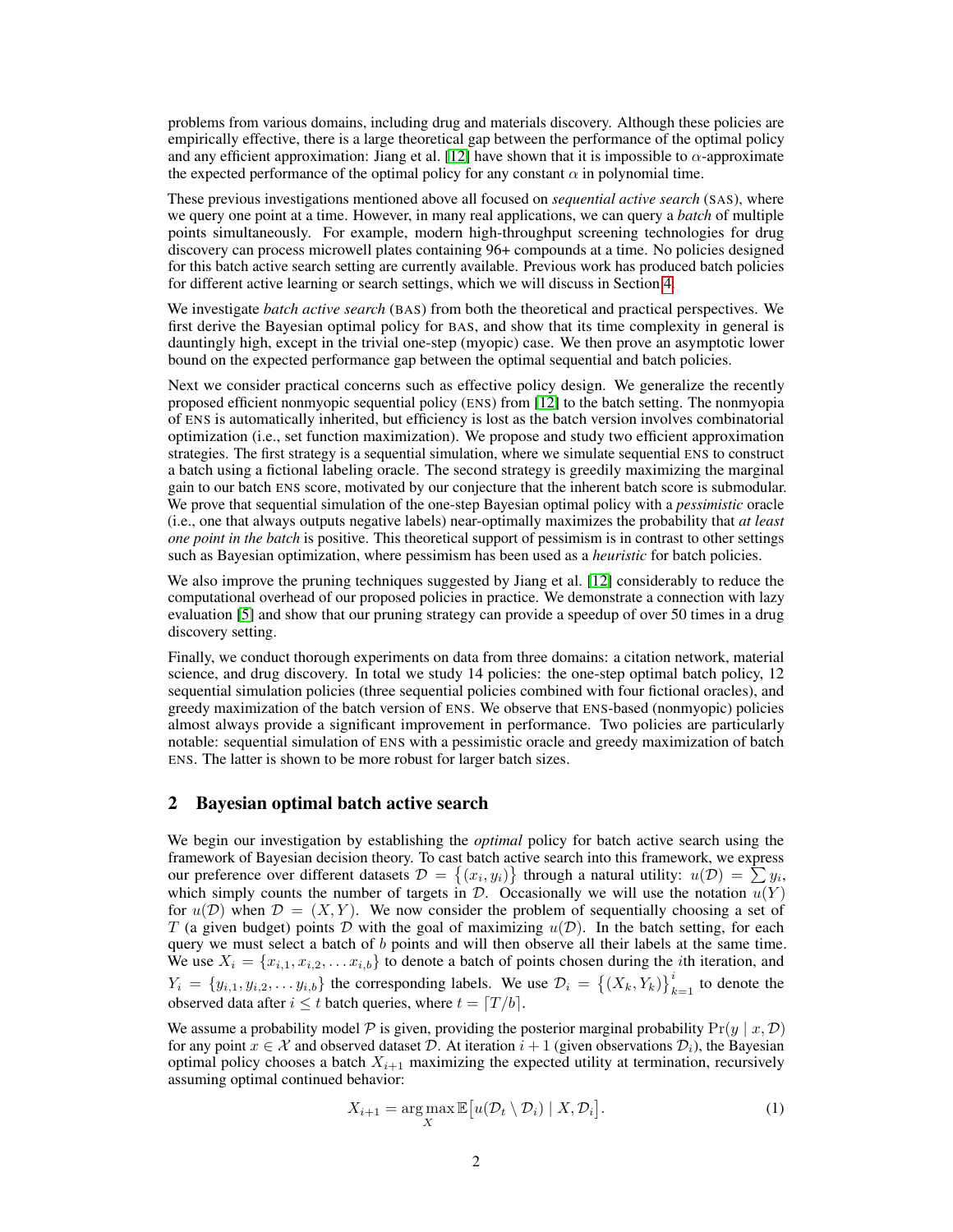problems from various domains, including drug and materials discovery. Although these policies are empirically effective, there is a large theoretical gap between the performance of the optimal policy and any efficient approximation: Jiang et al. [12] have shown that it is impossible to $\alpha$-approximate the expected performance of the optimal policy for any constant $\alpha$ in polynomial time.

These previous investigations mentioned above all focused on *sequential active search* (SAS), where we query one point at a time. However, in many real applications, we can query a *batch* of multiple points simultaneously. For example, modern high-throughput screening technologies for drug discovery can process microwell plates containing 96+ compounds at a time. No policies designed for this batch active search setting are currently available. Previous work has produced batch policies for different active learning or search settings, which we will discuss in Section 4.

We investigate *batch active search* (BAS) from both the theoretical and practical perspectives. We first derive the Bayesian optimal policy for BAS, and show that its time complexity in general is dauntingly high, except in the trivial one-step (myopic) case. We then prove an asymptotic lower bound on the expected performance gap between the optimal sequential and batch policies.

Next we consider practical concerns such as effective policy design. We generalize the recently proposed efficient nonmyopic sequential policy (ENS) from [12] to the batch setting. The nonmyopia of ENS is automatically inherited, but efficiency is lost as the batch version involves combinatorial optimization (i.e., set function maximization). We propose and study two efficient approximation strategies. The first strategy is a sequential simulation, where we simulate sequential ENS to construct a batch using a fictional labeling oracle. The second strategy is greedily maximizing the marginal gain to our batch ENS score, motivated by our conjecture that the inherent batch score is submodular. We prove that sequential simulation of the one-step Bayesian optimal policy with a *pessimistic* oracle (i.e., one that always outputs negative labels) near-optimally maximizes the probability that *at least one point in the batch* is positive. This theoretical support of pessimism is in contrast to other settings such as Bayesian optimization, where pessimism has been used as a *heuristic* for batch policies.

We also improve the pruning techniques suggested by Jiang et al. [12] considerably to reduce the computational overhead of our proposed policies in practice. We demonstrate a connection with lazy evaluation [5] and show that our pruning strategy can provide a speedup of over 50 times in a drug discovery setting.

Finally, we conduct thorough experiments on data from three domains: a citation network, material science, and drug discovery. In total we study 14 policies: the one-step optimal batch policy, 12 sequential simulation policies (three sequential policies combined with four fictional oracles), and greedy maximization of the batch version of ENS. We observe that ENS-based (nonmyopic) policies almost always provide a significant improvement in performance. Two policies are particularly notable: sequential simulation of ENS with a pessimistic oracle and greedy maximization of batch ENS. The latter is shown to be more robust for larger batch sizes.

## 2 Bayesian optimal batch active search

We begin our investigation by establishing the *optimal* policy for batch active search using the framework of Bayesian decision theory. To cast batch active search into this framework, we express our preference over different datasets $\mathcal{D} = \{(x_i, y_i)\}$ through a natural utility: $u(\mathcal{D}) = \sum y_i$, which simply counts the number of targets in $\mathcal{D}$. Occasionally we will use the notation $u(Y)$ for $u(\mathcal{D})$ when $\mathcal{D} = (X, Y)$. We now consider the problem of sequentially choosing a set of $T$ (a given budget) points $\mathcal{D}$ with the goal of maximizing $u(\mathcal{D})$. In the batch setting, for each query we must select a batch of $b$ points and will then observe all their labels at the same time. We use $X_i = \{x_{i,1}, x_{i,2}, \ldots x_{i,b}\}$ to denote a batch of points chosen during the $i$th iteration, and $Y_i = \{y_{i,1}, y_{i,2}, \ldots y_{i,b}\}$ the corresponding labels. We use $\mathcal{D}_i = \{(X_k, Y_k)\}_{k=1}^{i}$ to denote the observed data after $i \le t$ batch queries, where $t = \lceil T/b \rceil$.

We assume a probability model $\mathcal{P}$ is given, providing the posterior marginal probability $\Pr(y \mid x, \mathcal{D})$ for any point $x \in \mathcal{X}$ and observed dataset $\mathcal{D}$. At iteration $i+1$ (given observations $\mathcal{D}_i$), the Bayesian optimal policy chooses a batch $X_{i+1}$ maximizing the expected utility at termination, recursively assuming optimal continued behavior:

$$X_{i+1} = \arg\max_{X} \mathbb{E}\big[u(\mathcal{D}_t \setminus \mathcal{D}_i) \mid X, \mathcal{D}_i\big]. \tag{1}$$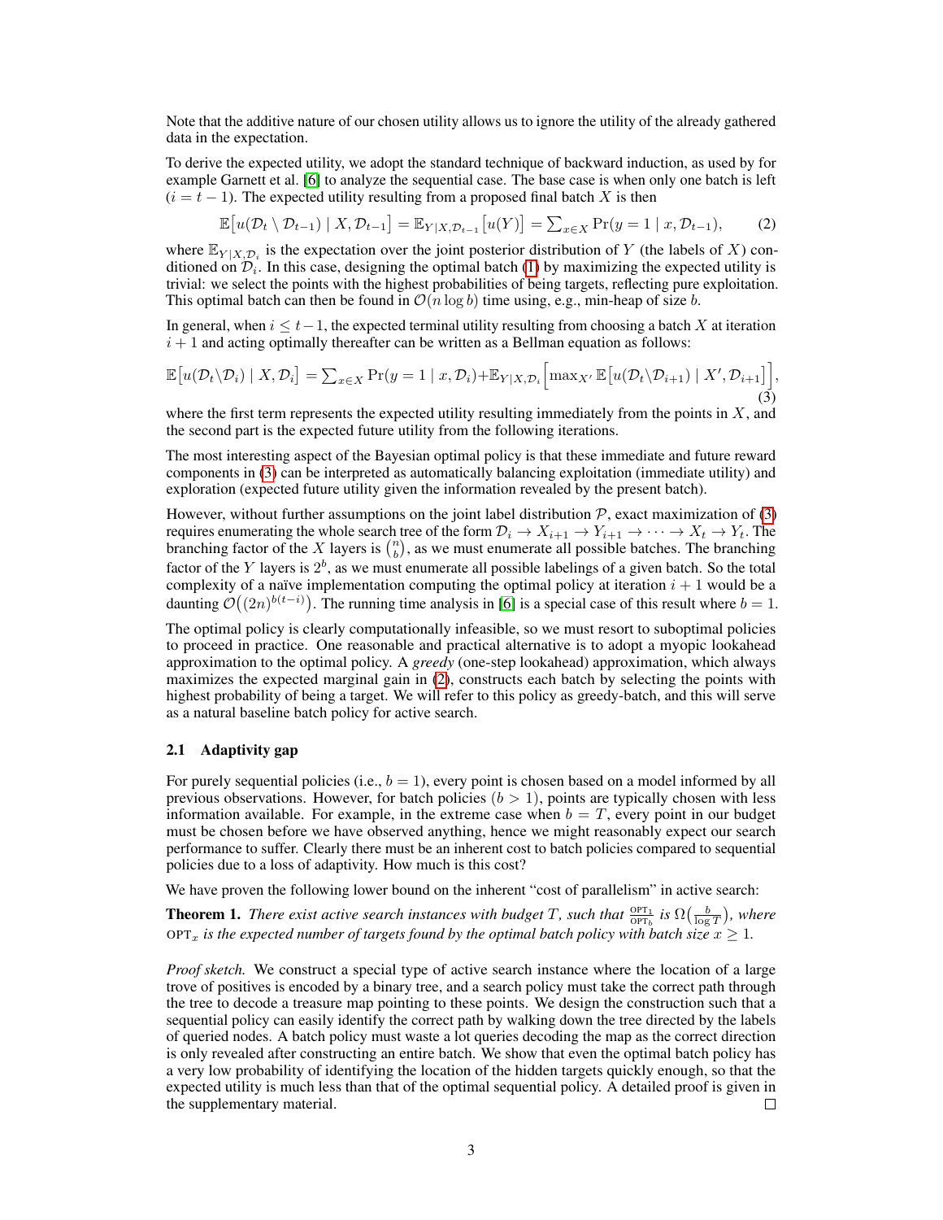Note that the additive nature of our chosen utility allows us to ignore the utility of the already gathered data in the expectation.

To derive the expected utility, we adopt the standard technique of backward induction, as used by for example Garnett et al. [6] to analyze the sequential case. The base case is when only one batch is left ($i = t - 1$). The expected utility resulting from a proposed final batch $X$ is then

$$\mathbb{E}\big[u(\mathcal{D}_t \setminus \mathcal{D}_{t-1}) \mid X, \mathcal{D}_{t-1}\big] = \mathbb{E}_{Y \mid X, \mathcal{D}_{t-1}}\big[u(Y)\big] = \textstyle\sum_{x \in X} \Pr(y = 1 \mid x, \mathcal{D}_{t-1}), \tag{2}$$

where $\mathbb{E}_{Y \mid X, \mathcal{D}_i}$ is the expectation over the joint posterior distribution of $Y$ (the labels of $X$) conditioned on $\mathcal{D}_i$. In this case, designing the optimal batch (1) by maximizing the expected utility is trivial: we select the points with the highest probabilities of being targets, reflecting pure exploitation. This optimal batch can then be found in $\mathcal{O}(n \log b)$ time using, e.g., min-heap of size $b$.

In general, when $i \leq t-1$, the expected terminal utility resulting from choosing a batch $X$ at iteration $i+1$ and acting optimally thereafter can be written as a Bellman equation as follows:

$$\mathbb{E}\big[u(\mathcal{D}_t \setminus \mathcal{D}_i) \mid X, \mathcal{D}_i\big] = \textstyle\sum_{x \in X} \Pr(y = 1 \mid x, \mathcal{D}_i) + \mathbb{E}_{Y \mid X, \mathcal{D}_i}\Big[\max_{X'} \mathbb{E}\big[u(\mathcal{D}_t \setminus \mathcal{D}_{i+1}) \mid X', \mathcal{D}_{i+1}\big]\Big], \tag{3}$$

where the first term represents the expected utility resulting immediately from the points in $X$, and the second part is the expected future utility from the following iterations.

The most interesting aspect of the Bayesian optimal policy is that these immediate and future reward components in (3) can be interpreted as automatically balancing exploitation (immediate utility) and exploration (expected future utility given the information revealed by the present batch).

However, without further assumptions on the joint label distribution $\mathcal{P}$, exact maximization of (3) requires enumerating the whole search tree of the form $\mathcal{D}_i \to X_{i+1} \to Y_{i+1} \to \cdots \to X_t \to Y_t$. The branching factor of the $X$ layers is $\binom{n}{b}$, as we must enumerate all possible batches. The branching factor of the $Y$ layers is $2^b$, as we must enumerate all possible labelings of a given batch. So the total complexity of a naïve implementation computing the optimal policy at iteration $i+1$ would be a daunting $\mathcal{O}\big((2n)^{b(t-i)}\big)$. The running time analysis in [6] is a special case of this result where $b = 1$.

The optimal policy is clearly computationally infeasible, so we must resort to suboptimal policies to proceed in practice. One reasonable and practical alternative is to adopt a myopic lookahead approximation to the optimal policy. A *greedy* (one-step lookahead) approximation, which always maximizes the expected marginal gain in (2), constructs each batch by selecting the points with highest probability of being a target. We will refer to this policy as greedy-batch, and this will serve as a natural baseline batch policy for active search.

### 2.1 Adaptivity gap

For purely sequential policies (i.e., $b = 1$), every point is chosen based on a model informed by all previous observations. However, for batch policies ($b > 1$), points are typically chosen with less information available. For example, in the extreme case when $b = T$, every point in our budget must be chosen before we have observed anything, hence we might reasonably expect our search performance to suffer. Clearly there must be an inherent cost to batch policies compared to sequential policies due to a loss of adaptivity. How much is this cost?

We have proven the following lower bound on the inherent "cost of parallelism" in active search:

**Theorem 1.** *There exist active search instances with budget $T$, such that $\frac{\text{OPT}_1}{\text{OPT}_b}$ is $\Omega\big(\frac{b}{\log T}\big)$, where $\text{OPT}_x$ is the expected number of targets found by the optimal batch policy with batch size $x \geq 1$.*

*Proof sketch.* We construct a special type of active search instance where the location of a large trove of positives is encoded by a binary tree, and a search policy must take the correct path through the tree to decode a treasure map pointing to these points. We design the construction such that a sequential policy can easily identify the correct path by walking down the tree directed by the labels of queried nodes. A batch policy must waste a lot queries decoding the map as the correct direction is only revealed after constructing an entire batch. We show that even the optimal batch policy has a very low probability of identifying the location of the hidden targets quickly enough, so that the expected utility is much less than that of the optimal sequential policy. A detailed proof is given in the supplementary material. ◻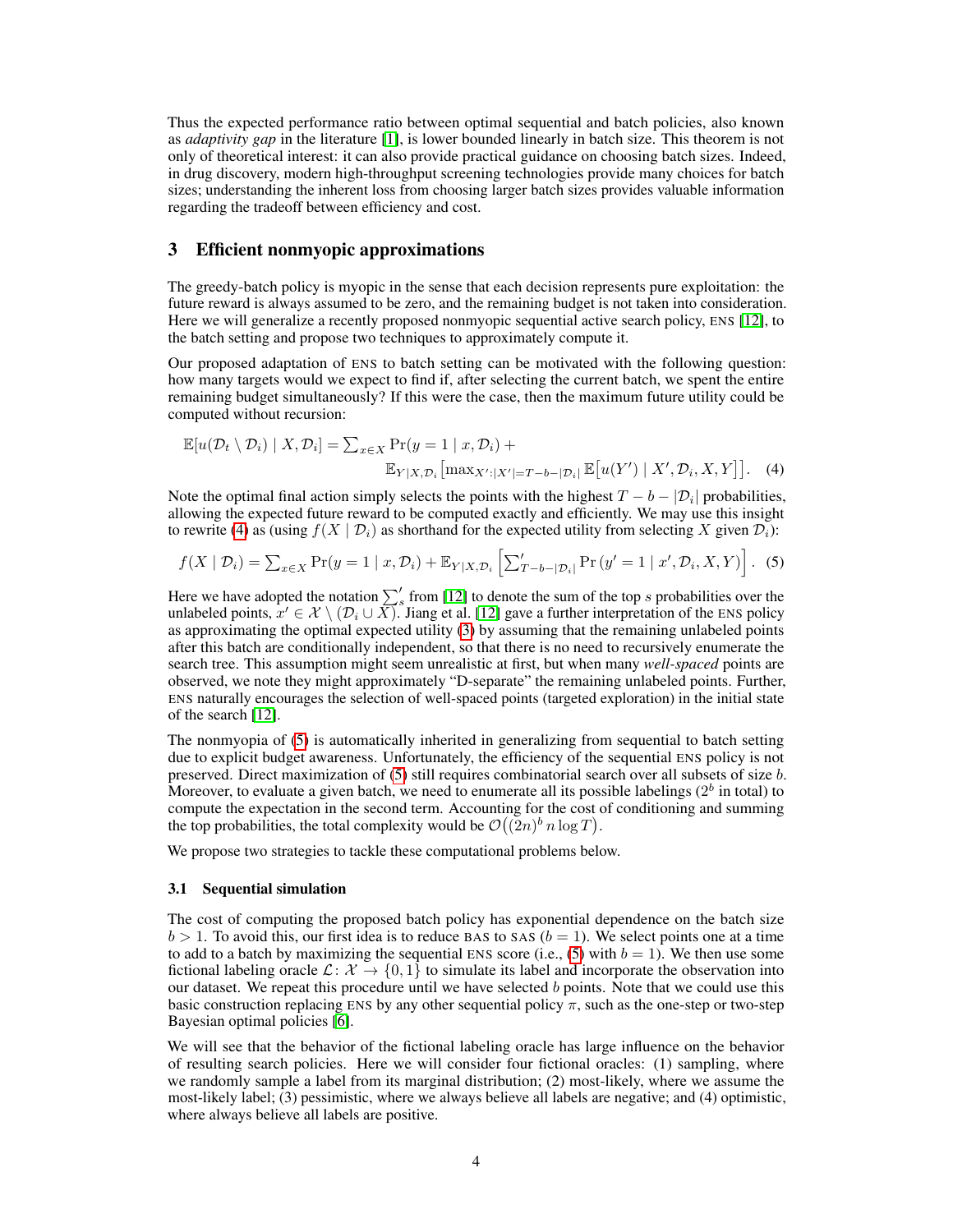Thus the expected performance ratio between optimal sequential and batch policies, also known as *adaptivity gap* in the literature [1], is lower bounded linearly in batch size. This theorem is not only of theoretical interest: it can also provide practical guidance on choosing batch sizes. Indeed, in drug discovery, modern high-throughput screening technologies provide many choices for batch sizes; understanding the inherent loss from choosing larger batch sizes provides valuable information regarding the tradeoff between efficiency and cost.

## 3 Efficient nonmyopic approximations

The greedy-batch policy is myopic in the sense that each decision represents pure exploitation: the future reward is always assumed to be zero, and the remaining budget is not taken into consideration. Here we will generalize a recently proposed nonmyopic sequential active search policy, ENS [12], to the batch setting and propose two techniques to approximately compute it.

Our proposed adaptation of ENS to batch setting can be motivated with the following question: how many targets would we expect to find if, after selecting the current batch, we spent the entire remaining budget simultaneously? If this were the case, then the maximum future utility could be computed without recursion:

$$\mathbb{E}[u(\mathcal{D}_t \setminus \mathcal{D}_i) \mid X, \mathcal{D}_i] = \textstyle\sum_{x \in X} \Pr(y = 1 \mid x, \mathcal{D}_i) + \mathbb{E}_{Y \mid X, \mathcal{D}_i}\big[\max_{X' : |X'| = T - b - |\mathcal{D}_i|} \mathbb{E}\big[u(Y') \mid X', \mathcal{D}_i, X, Y\big]\big]. \quad (4)$$

Note the optimal final action simply selects the points with the highest $T - b - |\mathcal{D}_i|$ probabilities, allowing the expected future reward to be computed exactly and efficiently. We may use this insight to rewrite (4) as (using $f(X \mid \mathcal{D}_i)$ as shorthand for the expected utility from selecting $X$ given $\mathcal{D}_i$):

$$f(X \mid \mathcal{D}_i) = \textstyle\sum_{x \in X} \Pr(y = 1 \mid x, \mathcal{D}_i) + \mathbb{E}_{Y \mid X, \mathcal{D}_i}\Big[\sum'_{T - b - |\mathcal{D}_i|} \Pr(y' = 1 \mid x', \mathcal{D}_i, X, Y)\Big]. \quad (5)$$

Here we have adopted the notation $\sum'_s$ from [12] to denote the sum of the top $s$ probabilities over the unlabeled points, $x' \in \mathcal{X} \setminus (\mathcal{D}_i \cup X)$. Jiang et al. [12] gave a further interpretation of the ENS policy as approximating the optimal expected utility (3) by assuming that the remaining unlabeled points after this batch are conditionally independent, so that there is no need to recursively enumerate the search tree. This assumption might seem unrealistic at first, but when many *well-spaced* points are observed, we note they might approximately "D-separate" the remaining unlabeled points. Further, ENS naturally encourages the selection of well-spaced points (targeted exploration) in the initial state of the search [12].

The nonmyopia of (5) is automatically inherited in generalizing from sequential to batch setting due to explicit budget awareness. Unfortunately, the efficiency of the sequential ENS policy is not preserved. Direct maximization of (5) still requires combinatorial search over all subsets of size $b$. Moreover, to evaluate a given batch, we need to enumerate all its possible labelings ($2^b$ in total) to compute the expectation in the second term. Accounting for the cost of conditioning and summing the top probabilities, the total complexity would be $\mathcal{O}\big((2n)^b \, n \log T\big)$.

We propose two strategies to tackle these computational problems below.

### 3.1 Sequential simulation

The cost of computing the proposed batch policy has exponential dependence on the batch size $b > 1$. To avoid this, our first idea is to reduce BAS to SAS ($b = 1$). We select points one at a time to add to a batch by maximizing the sequential ENS score (i.e., (5) with $b = 1$). We then use some fictional labeling oracle $\mathcal{L} \colon \mathcal{X} \to \{0, 1\}$ to simulate its label and incorporate the observation into our dataset. We repeat this procedure until we have selected $b$ points. Note that we could use this basic construction replacing ENS by any other sequential policy $\pi$, such as the one-step or two-step Bayesian optimal policies [6].

We will see that the behavior of the fictional labeling oracle has large influence on the behavior of resulting search policies. Here we will consider four fictional oracles: (1) sampling, where we randomly sample a label from its marginal distribution; (2) most-likely, where we assume the most-likely label; (3) pessimistic, where we always believe all labels are negative; and (4) optimistic, where always believe all labels are positive.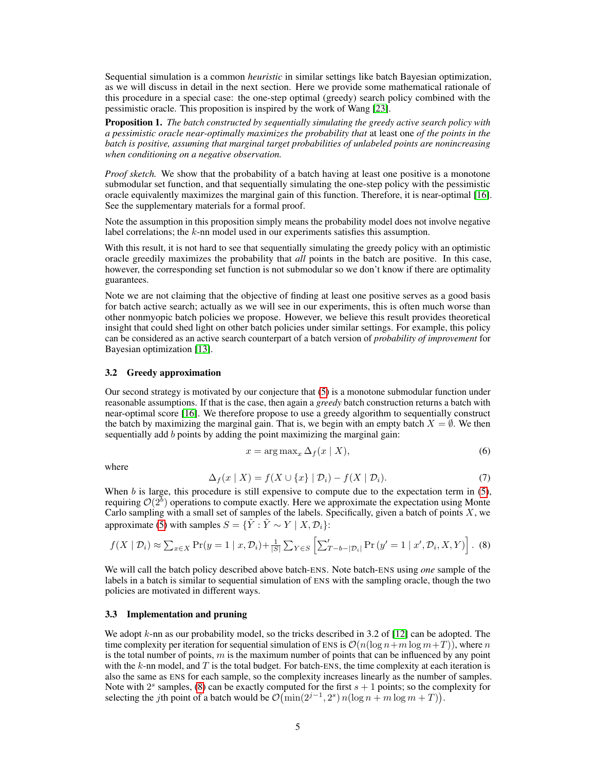Sequential simulation is a common *heuristic* in similar settings like batch Bayesian optimization, as we will discuss in detail in the next section. Here we provide some mathematical rationale of this procedure in a special case: the one-step optimal (greedy) search policy combined with the pessimistic oracle. This proposition is inspired by the work of Wang [23].

**Proposition 1.** *The batch constructed by sequentially simulating the greedy active search policy with a pessimistic oracle near-optimally maximizes the probability that* at least one *of the points in the batch is positive, assuming that marginal target probabilities of unlabeled points are nonincreasing when conditioning on a negative observation.*

*Proof sketch.* We show that the probability of a batch having at least one positive is a monotone submodular set function, and that sequentially simulating the one-step policy with the pessimistic oracle equivalently maximizes the marginal gain of this function. Therefore, it is near-optimal [16]. See the supplementary materials for a formal proof.

Note the assumption in this proposition simply means the probability model does not involve negative label correlations; the $k$-nn model used in our experiments satisfies this assumption.

With this result, it is not hard to see that sequentially simulating the greedy policy with an optimistic oracle greedily maximizes the probability that *all* points in the batch are positive. In this case, however, the corresponding set function is not submodular so we don't know if there are optimality guarantees.

Note we are not claiming that the objective of finding at least one positive serves as a good basis for batch active search; actually as we will see in our experiments, this is often much worse than other nonmyopic batch policies we propose. However, we believe this result provides theoretical insight that could shed light on other batch policies under similar settings. For example, this policy can be considered as an active search counterpart of a batch version of *probability of improvement* for Bayesian optimization [13].

### 3.2 Greedy approximation

Our second strategy is motivated by our conjecture that (5) is a monotone submodular function under reasonable assumptions. If that is the case, then again a *greedy* batch construction returns a batch with near-optimal score [16]. We therefore propose to use a greedy algorithm to sequentially construct the batch by maximizing the marginal gain. That is, we begin with an empty batch $X = \emptyset$. We then sequentially add $b$ points by adding the point maximizing the marginal gain:

$$x = \arg\max_x \Delta_f(x \mid X), \tag{6}$$

where

$$\Delta_f(x \mid X) = f(X \cup \{x\} \mid \mathcal{D}_i) - f(X \mid \mathcal{D}_i). \tag{7}$$

When $b$ is large, this procedure is still expensive to compute due to the expectation term in (5), requiring $\mathcal{O}(2^b)$ operations to compute exactly. Here we approximate the expectation using Monte Carlo sampling with a small set of samples of the labels. Specifically, given a batch of points $X$, we approximate (5) with samples $S = \{\tilde{Y} : \tilde{Y} \sim Y \mid X, \mathcal{D}_i\}$:

$$f(X \mid \mathcal{D}_i) \approx \sum_{x \in X} \Pr(y = 1 \mid x, \mathcal{D}_i) + \tfrac{1}{|S|} \sum_{Y \in S} \Big[ {\textstyle\sum'_{T-b-|\mathcal{D}_i|}} \Pr(y' = 1 \mid x', \mathcal{D}_i, X, Y) \Big]. \tag{8}$$

We will call the batch policy described above batch-ENS. Note batch-ENS using *one* sample of the labels in a batch is similar to sequential simulation of ENS with the sampling oracle, though the two policies are motivated in different ways.

### 3.3 Implementation and pruning

We adopt $k$-nn as our probability model, so the tricks described in 3.2 of [12] can be adopted. The time complexity per iteration for sequential simulation of ENS is $\mathcal{O}(n(\log n + m \log m + T))$, where $n$ is the total number of points, $m$ is the maximum number of points that can be influenced by any point with the $k$-nn model, and $T$ is the total budget. For batch-ENS, the time complexity at each iteration is also the same as ENS for each sample, so the complexity increases linearly as the number of samples. Note with $2^s$ samples, (8) can be exactly computed for the first $s + 1$ points; so the complexity for selecting the $j$th point of a batch would be $\mathcal{O}\big(\min(2^{j-1}, 2^s)\, n(\log n + m \log m + T)\big)$.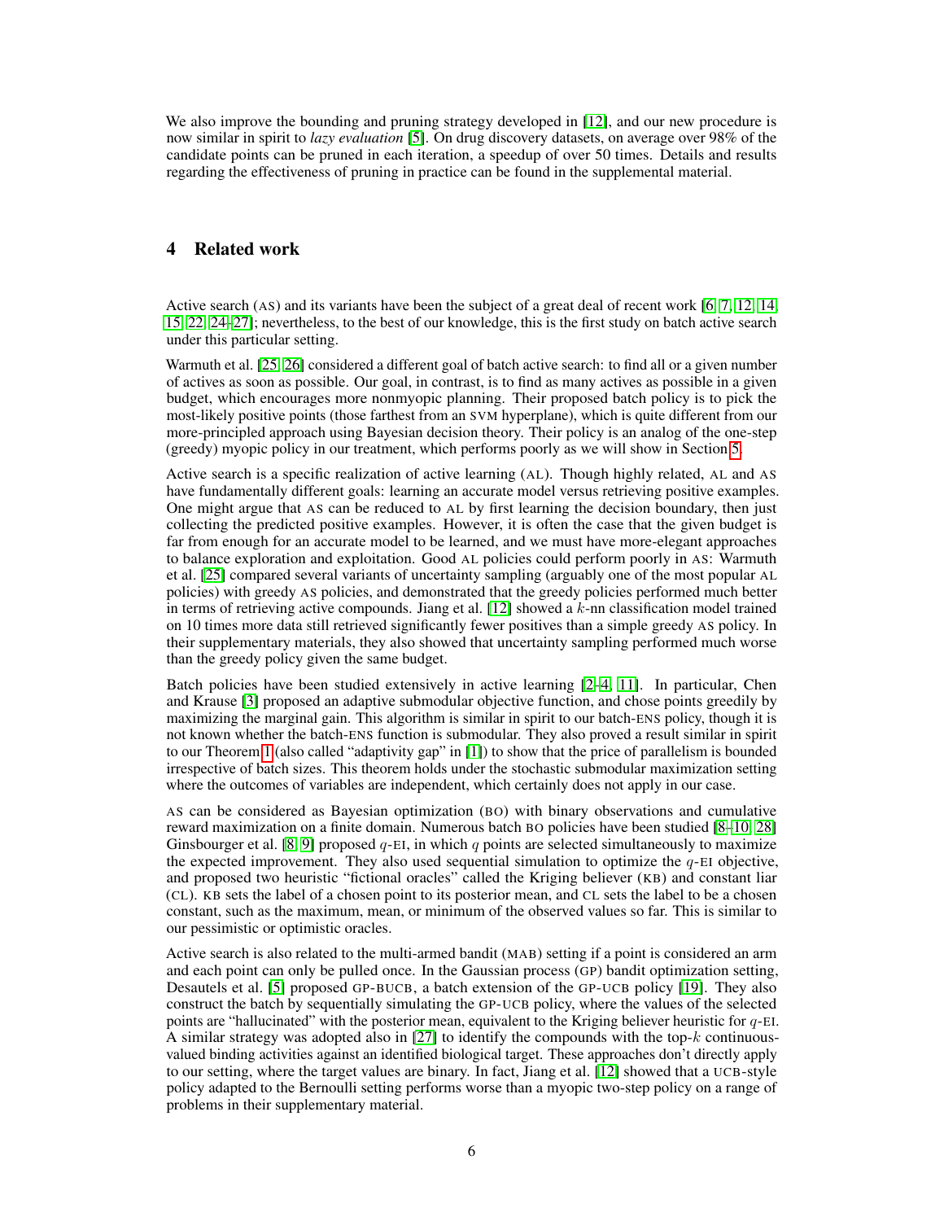We also improve the bounding and pruning strategy developed in [12], and our new procedure is now similar in spirit to *lazy evaluation* [5]. On drug discovery datasets, on average over 98% of the candidate points can be pruned in each iteration, a speedup of over 50 times. Details and results regarding the effectiveness of pruning in practice can be found in the supplemental material.

# 4 Related work

Active search (AS) and its variants have been the subject of a great deal of recent work [6, 7, 12, 14, 15, 22, 24–27]; nevertheless, to the best of our knowledge, this is the first study on batch active search under this particular setting.

Warmuth et al. [25, 26] considered a different goal of batch active search: to find all or a given number of actives as soon as possible. Our goal, in contrast, is to find as many actives as possible in a given budget, which encourages more nonmyopic planning. Their proposed batch policy is to pick the most-likely positive points (those farthest from an SVM hyperplane), which is quite different from our more-principled approach using Bayesian decision theory. Their policy is an analog of the one-step (greedy) myopic policy in our treatment, which performs poorly as we will show in Section 5.

Active search is a specific realization of active learning (AL). Though highly related, AL and AS have fundamentally different goals: learning an accurate model versus retrieving positive examples. One might argue that AS can be reduced to AL by first learning the decision boundary, then just collecting the predicted positive examples. However, it is often the case that the given budget is far from enough for an accurate model to be learned, and we must have more-elegant approaches to balance exploration and exploitation. Good AL policies could perform poorly in AS: Warmuth et al. [25] compared several variants of uncertainty sampling (arguably one of the most popular AL policies) with greedy AS policies, and demonstrated that the greedy policies performed much better in terms of retrieving active compounds. Jiang et al. [12] showed a $k$-nn classification model trained on 10 times more data still retrieved significantly fewer positives than a simple greedy AS policy. In their supplementary materials, they also showed that uncertainty sampling performed much worse than the greedy policy given the same budget.

Batch policies have been studied extensively in active learning [2–4, 11]. In particular, Chen and Krause [3] proposed an adaptive submodular objective function, and chose points greedily by maximizing the marginal gain. This algorithm is similar in spirit to our batch-ENS policy, though it is not known whether the batch-ENS function is submodular. They also proved a result similar in spirit to our Theorem 1 (also called "adaptivity gap" in [1]) to show that the price of parallelism is bounded irrespective of batch sizes. This theorem holds under the stochastic submodular maximization setting where the outcomes of variables are independent, which certainly does not apply in our case.

AS can be considered as Bayesian optimization (BO) with binary observations and cumulative reward maximization on a finite domain. Numerous batch BO policies have been studied [8–10, 28] Ginsbourger et al. [8, 9] proposed $q$-EI, in which $q$ points are selected simultaneously to maximize the expected improvement. They also used sequential simulation to optimize the $q$-EI objective, and proposed two heuristic "fictional oracles" called the Kriging believer (KB) and constant liar (CL). KB sets the label of a chosen point to its posterior mean, and CL sets the label to be a chosen constant, such as the maximum, mean, or minimum of the observed values so far. This is similar to our pessimistic or optimistic oracles.

Active search is also related to the multi-armed bandit (MAB) setting if a point is considered an arm and each point can only be pulled once. In the Gaussian process (GP) bandit optimization setting, Desautels et al. [5] proposed GP-BUCB, a batch extension of the GP-UCB policy [19]. They also construct the batch by sequentially simulating the GP-UCB policy, where the values of the selected points are "hallucinated" with the posterior mean, equivalent to the Kriging believer heuristic for $q$-EI. A similar strategy was adopted also in [27] to identify the compounds with the top-$k$ continuous-valued binding activities against an identified biological target. These approaches don't directly apply to our setting, where the target values are binary. In fact, Jiang et al. [12] showed that a UCB-style policy adapted to the Bernoulli setting performs worse than a myopic two-step policy on a range of problems in their supplementary material.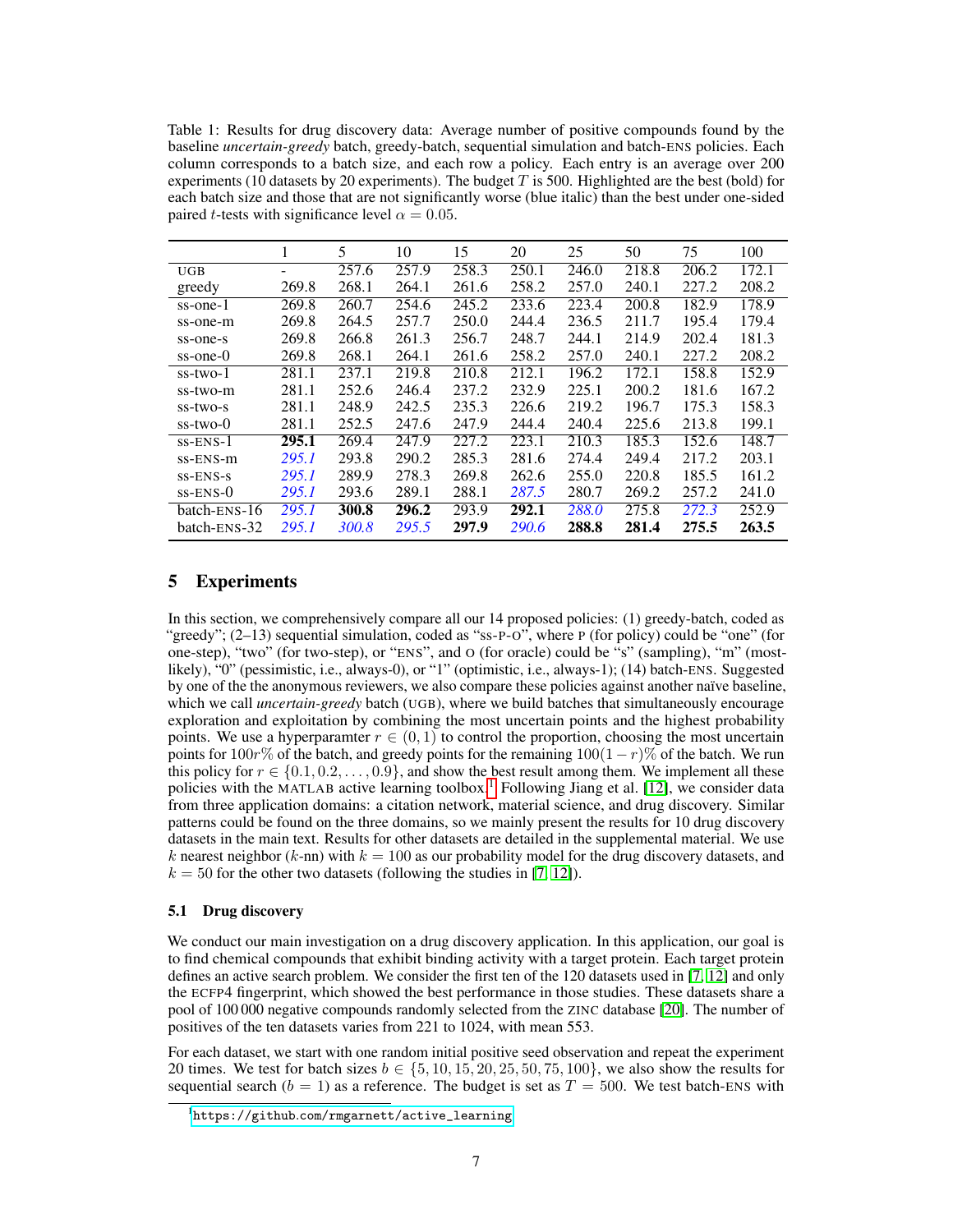Table 1: Results for drug discovery data: Average number of positive compounds found by the baseline *uncertain-greedy* batch, greedy-batch, sequential simulation and batch-ENS policies. Each column corresponds to a batch size, and each row a policy. Each entry is an average over 200 experiments (10 datasets by 20 experiments). The budget $T$ is 500. Highlighted are the best (bold) for each batch size and those that are not significantly worse (blue italic) than the best under one-sided paired $t$-tests with significance level $\alpha = 0.05$.

| | 1 | 5 | 10 | 15 | 20 | 25 | 50 | 75 | 100 |
|---|---|---|---|---|---|---|---|---|---|
| UGB | - | 257.6 | 257.9 | 258.3 | 250.1 | 246.0 | 218.8 | 206.2 | 172.1 |
| greedy | 269.8 | 268.1 | 264.1 | 261.6 | 258.2 | 257.0 | 240.1 | 227.2 | 208.2 |
| ss-one-1 | 269.8 | 260.7 | 254.6 | 245.2 | 233.6 | 223.4 | 200.8 | 182.9 | 178.9 |
| ss-one-m | 269.8 | 264.5 | 257.7 | 250.0 | 244.4 | 236.5 | 211.7 | 195.4 | 179.4 |
| ss-one-s | 269.8 | 266.8 | 261.3 | 256.7 | 248.7 | 244.1 | 214.9 | 202.4 | 181.3 |
| ss-one-0 | 269.8 | 268.1 | 264.1 | 261.6 | 258.2 | 257.0 | 240.1 | 227.2 | 208.2 |
| ss-two-1 | 281.1 | 237.1 | 219.8 | 210.8 | 196.2 | 172.1 | 158.8 | 152.9 | |
| ss-two-m | 281.1 | 252.6 | 246.4 | 237.2 | 232.9 | 225.1 | 200.2 | 181.6 | 167.2 |
| ss-two-s | 281.1 | 248.9 | 242.5 | 235.3 | 226.6 | 219.2 | 196.7 | 175.3 | 158.3 |
| ss-two-0 | 281.1 | 252.5 | 247.6 | 247.9 | 244.4 | 240.4 | 225.6 | 213.8 | 199.1 |
| ss-ENS-1 | **295.1** | 269.4 | 247.9 | 227.2 | 223.1 | 210.3 | 185.3 | 152.6 | 148.7 |
| ss-ENS-m | *295.1* | 293.8 | 290.2 | 285.3 | 281.6 | 274.4 | 249.4 | 217.2 | 203.1 |
| ss-ENS-s | *295.1* | 289.9 | 278.3 | 269.8 | 262.6 | 255.0 | 220.8 | 185.5 | 161.2 |
| ss-ENS-0 | *295.1* | 293.6 | 289.1 | 288.1 | *287.5* | 280.7 | 269.2 | 257.2 | 241.0 |
| batch-ENS-16 | *295.1* | **300.8** | **296.2** | 293.9 | **292.1** | *288.0* | 275.8 | *272.3* | 252.9 |
| batch-ENS-32 | *295.1* | *300.8* | *295.5* | **297.9** | *290.6* | **288.8** | **281.4** | **275.5** | **263.5** |

## 5 Experiments

In this section, we comprehensively compare all our 14 proposed policies: (1) greedy-batch, coded as "greedy"; (2–13) sequential simulation, coded as "ss-P-O", where P (for policy) could be "one" (for one-step), "two" (for two-step), or "ENS", and O (for oracle) could be "s" (sampling), "m" (most-likely), "0" (pessimistic, i.e., always-0), or "1" (optimistic, i.e., always-1); (14) batch-ENS. Suggested by one of the the anonymous reviewers, we also compare these policies against another naïve baseline, which we call *uncertain-greedy* batch (UGB), where we build batches that simultaneously encourage exploration and exploitation by combining the most uncertain points and the highest probability points. We use a hyperparamter $r \in (0, 1)$ to control the proportion, choosing the most uncertain points for $100r\%$ of the batch, and greedy points for the remaining $100(1-r)\%$ of the batch. We run this policy for $r \in \{0.1, 0.2, \ldots, 0.9\}$, and show the best result among them. We implement all these policies with the MATLAB active learning toolbox.[1] Following Jiang et al. [12], we consider data from three application domains: a citation network, material science, and drug discovery. Similar patterns could be found on the three domains, so we mainly present the results for 10 drug discovery datasets in the main text. Results for other datasets are detailed in the supplemental material. We use $k$ nearest neighbor ($k$-nn) with $k = 100$ as our probability model for the drug discovery datasets, and $k = 50$ for the other two datasets (following the studies in [7, 12]).

### 5.1 Drug discovery

We conduct our main investigation on a drug discovery application. In this application, our goal is to find chemical compounds that exhibit binding activity with a target protein. Each target protein defines an active search problem. We consider the first ten of the 120 datasets used in [7, 12] and only the ECFP4 fingerprint, which showed the best performance in those studies. These datasets share a pool of 100 000 negative compounds randomly selected from the ZINC database [20]. The number of positives of the ten datasets varies from 221 to 1024, with mean 553.

For each dataset, we start with one random initial positive seed observation and repeat the experiment 20 times. We test for batch sizes $b \in \{5, 10, 15, 20, 25, 50, 75, 100\}$, we also show the results for sequential search ($b = 1$) as a reference. The budget is set as $T = 500$. We test batch-ENS with

[1] https://github.com/rmgarnett/active_learning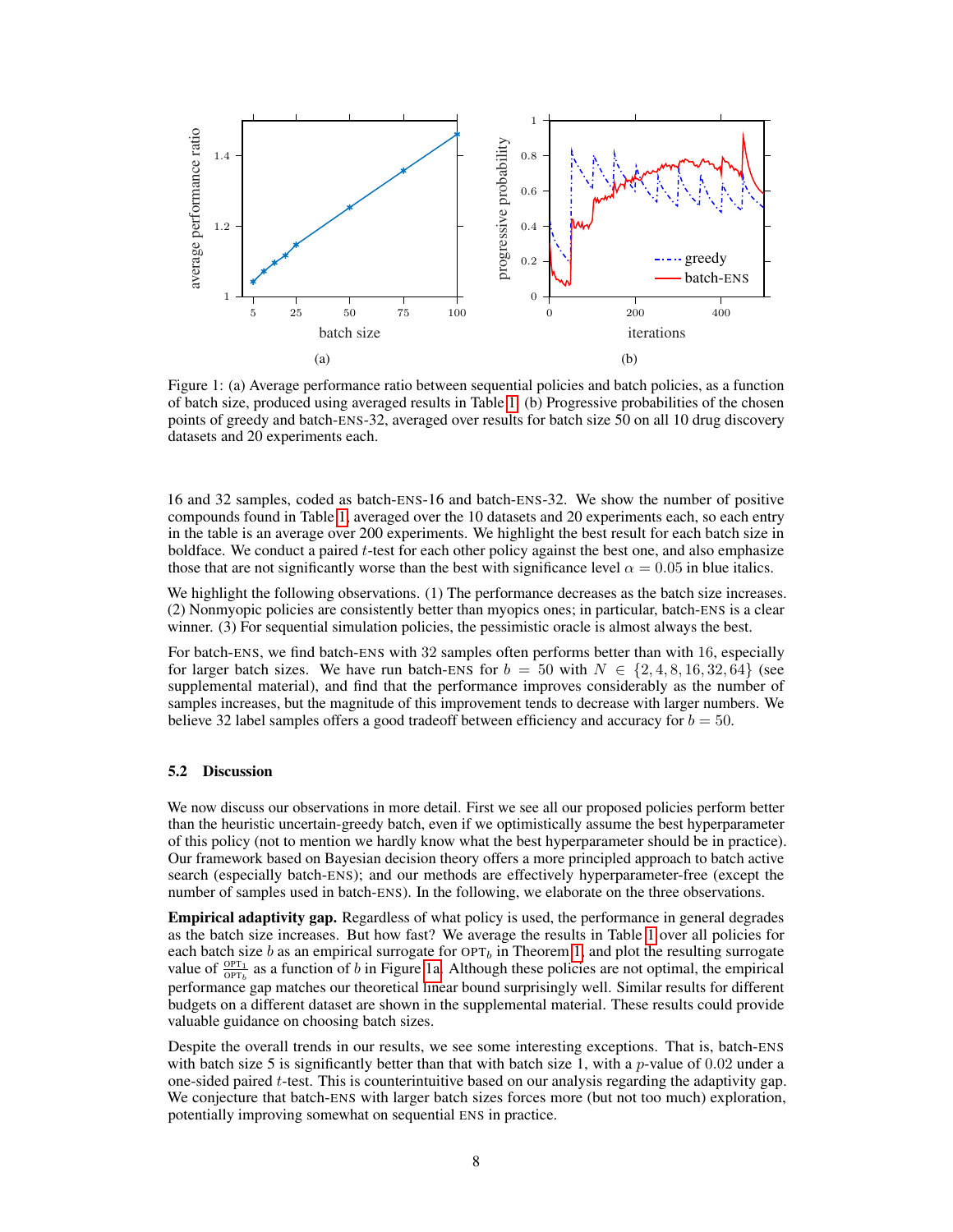Figure 1: (a) Average performance ratio between sequential policies and batch policies, as a function of batch size, produced using averaged results in Table 1. (b) Progressive probabilities of the chosen points of greedy and batch-ENS-32, averaged over results for batch size 50 on all 10 drug discovery datasets and 20 experiments each.

16 and 32 samples, coded as batch-ENS-16 and batch-ENS-32. We show the number of positive compounds found in Table 1, averaged over the 10 datasets and 20 experiments each, so each entry in the table is an average over 200 experiments. We highlight the best result for each batch size in boldface. We conduct a paired $t$-test for each other policy against the best one, and also emphasize those that are not significantly worse than the best with significance level $\alpha = 0.05$ in blue italics.

We highlight the following observations. (1) The performance decreases as the batch size increases. (2) Nonmyopic policies are consistently better than myopics ones; in particular, batch-ENS is a clear winner. (3) For sequential simulation policies, the pessimistic oracle is almost always the best.

For batch-ENS, we find batch-ENS with 32 samples often performs better than with 16, especially for larger batch sizes. We have run batch-ENS for $b = 50$ with $N \in \{2, 4, 8, 16, 32, 64\}$ (see supplemental material), and find that the performance improves considerably as the number of samples increases, but the magnitude of this improvement tends to decrease with larger numbers. We believe 32 label samples offers a good tradeoff between efficiency and accuracy for $b = 50$.

### 5.2 Discussion

We now discuss our observations in more detail. First we see all our proposed policies perform better than the heuristic uncertain-greedy batch, even if we optimistically assume the best hyperparameter of this policy (not to mention we hardly know what the best hyperparameter should be in practice). Our framework based on Bayesian decision theory offers a more principled approach to batch active search (especially batch-ENS); and our methods are effectively hyperparameter-free (except the number of samples used in batch-ENS). In the following, we elaborate on the three observations.

**Empirical adaptivity gap.** Regardless of what policy is used, the performance in general degrades as the batch size increases. But how fast? We average the results in Table 1 over all policies for each batch size $b$ as an empirical surrogate for $\text{OPT}_b$ in Theorem 1, and plot the resulting surrogate value of $\frac{\text{OPT}_1}{\text{OPT}_b}$ as a function of $b$ in Figure 1a. Although these policies are not optimal, the empirical performance gap matches our theoretical linear bound surprisingly well. Similar results for different budgets on a different dataset are shown in the supplemental material. These results could provide valuable guidance on choosing batch sizes.

Despite the overall trends in our results, we see some interesting exceptions. That is, batch-ENS with batch size 5 is significantly better than that with batch size 1, with a $p$-value of 0.02 under a one-sided paired $t$-test. This is counterintuitive based on our analysis regarding the adaptivity gap. We conjecture that batch-ENS with larger batch sizes forces more (but not too much) exploration, potentially improving somewhat on sequential ENS in practice.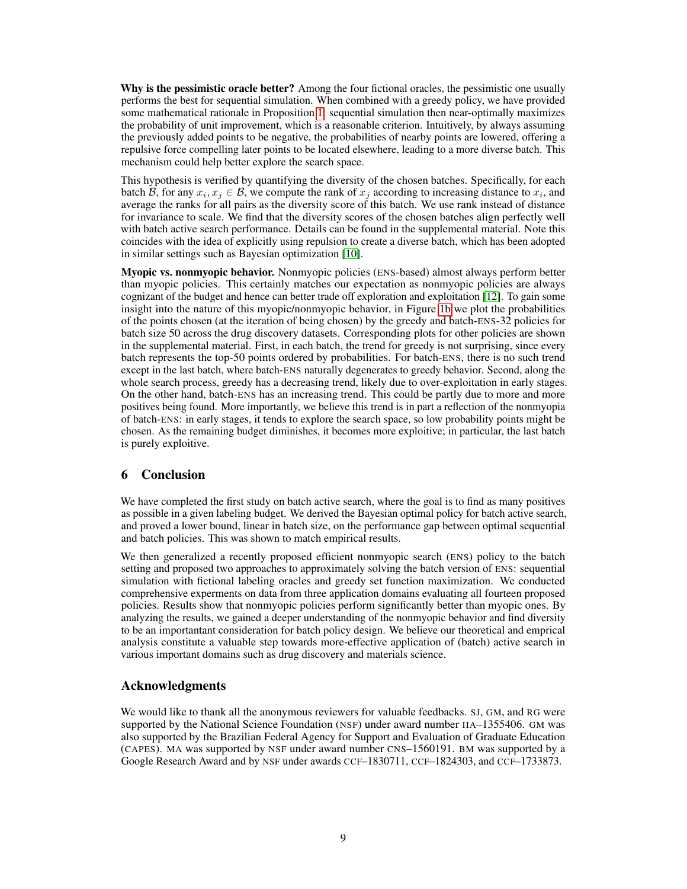**Why is the pessimistic oracle better?** Among the four fictional oracles, the pessimistic one usually performs the best for sequential simulation. When combined with a greedy policy, we have provided some mathematical rationale in Proposition 1: sequential simulation then near-optimally maximizes the probability of unit improvement, which is a reasonable criterion. Intuitively, by always assuming the previously added points to be negative, the probabilities of nearby points are lowered, offering a repulsive force compelling later points to be located elsewhere, leading to a more diverse batch. This mechanism could help better explore the search space.

This hypothesis is verified by quantifying the diversity of the chosen batches. Specifically, for each batch $\mathcal{B}$, for any $x_i, x_j \in \mathcal{B}$, we compute the rank of $x_j$ according to increasing distance to $x_i$, and average the ranks for all pairs as the diversity score of this batch. We use rank instead of distance for invariance to scale. We find that the diversity scores of the chosen batches align perfectly well with batch active search performance. Details can be found in the supplemental material. Note this coincides with the idea of explicitly using repulsion to create a diverse batch, which has been adopted in similar settings such as Bayesian optimization [10].

**Myopic vs. nonmyopic behavior.** Nonmyopic policies (ENS-based) almost always perform better than myopic policies. This certainly matches our expectation as nonmyopic policies are always cognizant of the budget and hence can better trade off exploration and exploitation [12]. To gain some insight into the nature of this myopic/nonmyopic behavior, in Figure 1b we plot the probabilities of the points chosen (at the iteration of being chosen) by the greedy and batch-ENS-32 policies for batch size 50 across the drug discovery datasets. Corresponding plots for other policies are shown in the supplemental material. First, in each batch, the trend for greedy is not surprising, since every batch represents the top-50 points ordered by probabilities. For batch-ENS, there is no such trend except in the last batch, where batch-ENS naturally degenerates to greedy behavior. Second, along the whole search process, greedy has a decreasing trend, likely due to over-exploitation in early stages. On the other hand, batch-ENS has an increasing trend. This could be partly due to more and more positives being found. More importantly, we believe this trend is in part a reflection of the nonmyopia of batch-ENS: in early stages, it tends to explore the search space, so low probability points might be chosen. As the remaining budget diminishes, it becomes more exploitive; in particular, the last batch is purely exploitive.

## 6 Conclusion

We have completed the first study on batch active search, where the goal is to find as many positives as possible in a given labeling budget. We derived the Bayesian optimal policy for batch active search, and proved a lower bound, linear in batch size, on the performance gap between optimal sequential and batch policies. This was shown to match empirical results.

We then generalized a recently proposed efficient nonmyopic search (ENS) policy to the batch setting and proposed two approaches to approximately solving the batch version of ENS: sequential simulation with fictional labeling oracles and greedy set function maximization. We conducted comprehensive experments on data from three application domains evaluating all fourteen proposed policies. Results show that nonmyopic policies perform significantly better than myopic ones. By analyzing the results, we gained a deeper understanding of the nonmyopic behavior and find diversity to be an importantant consideration for batch policy design. We believe our theoretical and empirical analysis constitute a valuable step towards more-effective application of (batch) active search in various important domains such as drug discovery and materials science.

## Acknowledgments

We would like to thank all the anonymous reviewers for valuable feedbacks. SJ, GM, and RG were supported by the National Science Foundation (NSF) under award number IIA–1355406. GM was also supported by the Brazilian Federal Agency for Support and Evaluation of Graduate Education (CAPES). MA was supported by NSF under award number CNS–1560191. BM was supported by a Google Research Award and by NSF under awards CCF–1830711, CCF–1824303, and CCF–1733873.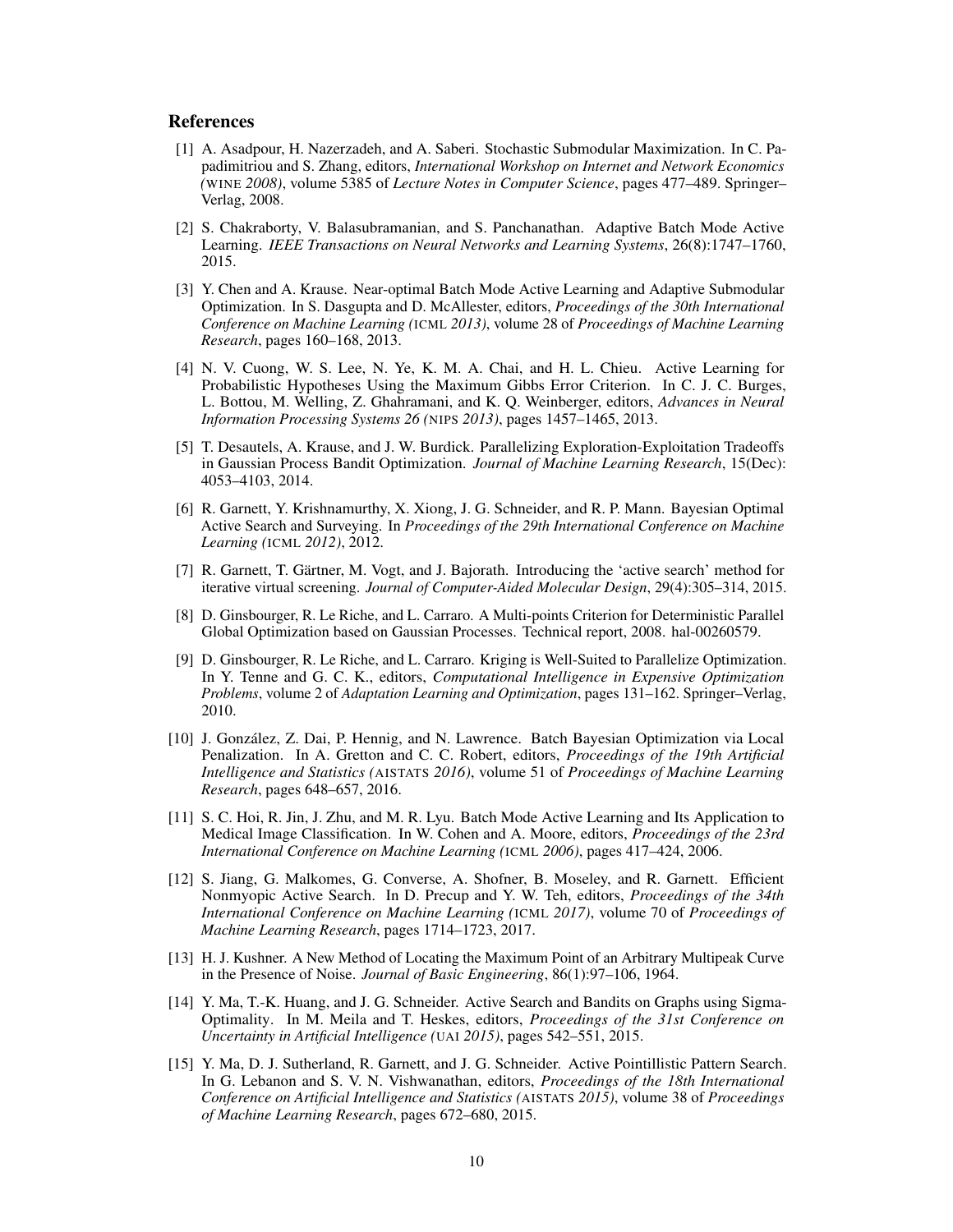## References

[1] A. Asadpour, H. Nazerzadeh, and A. Saberi. Stochastic Submodular Maximization. In C. Papadimitriou and S. Zhang, editors, *International Workshop on Internet and Network Economics (WINE 2008)*, volume 5385 of *Lecture Notes in Computer Science*, pages 477–489. Springer–Verlag, 2008.

[2] S. Chakraborty, V. Balasubramanian, and S. Panchanathan. Adaptive Batch Mode Active Learning. *IEEE Transactions on Neural Networks and Learning Systems*, 26(8):1747–1760, 2015.

[3] Y. Chen and A. Krause. Near-optimal Batch Mode Active Learning and Adaptive Submodular Optimization. In S. Dasgupta and D. McAllester, editors, *Proceedings of the 30th International Conference on Machine Learning (ICML 2013)*, volume 28 of *Proceedings of Machine Learning Research*, pages 160–168, 2013.

[4] N. V. Cuong, W. S. Lee, N. Ye, K. M. A. Chai, and H. L. Chieu. Active Learning for Probabilistic Hypotheses Using the Maximum Gibbs Error Criterion. In C. J. C. Burges, L. Bottou, M. Welling, Z. Ghahramani, and K. Q. Weinberger, editors, *Advances in Neural Information Processing Systems 26 (NIPS 2013)*, pages 1457–1465, 2013.

[5] T. Desautels, A. Krause, and J. W. Burdick. Parallelizing Exploration-Exploitation Tradeoffs in Gaussian Process Bandit Optimization. *Journal of Machine Learning Research*, 15(Dec): 4053–4103, 2014.

[6] R. Garnett, Y. Krishnamurthy, X. Xiong, J. G. Schneider, and R. P. Mann. Bayesian Optimal Active Search and Surveying. In *Proceedings of the 29th International Conference on Machine Learning (ICML 2012)*, 2012.

[7] R. Garnett, T. Gärtner, M. Vogt, and J. Bajorath. Introducing the 'active search' method for iterative virtual screening. *Journal of Computer-Aided Molecular Design*, 29(4):305–314, 2015.

[8] D. Ginsbourger, R. Le Riche, and L. Carraro. A Multi-points Criterion for Deterministic Parallel Global Optimization based on Gaussian Processes. Technical report, 2008. hal-00260579.

[9] D. Ginsbourger, R. Le Riche, and L. Carraro. Kriging is Well-Suited to Parallelize Optimization. In Y. Tenne and G. C. K., editors, *Computational Intelligence in Expensive Optimization Problems*, volume 2 of *Adaptation Learning and Optimization*, pages 131–162. Springer–Verlag, 2010.

[10] J. González, Z. Dai, P. Hennig, and N. Lawrence. Batch Bayesian Optimization via Local Penalization. In A. Gretton and C. C. Robert, editors, *Proceedings of the 19th Artificial Intelligence and Statistics (AISTATS 2016)*, volume 51 of *Proceedings of Machine Learning Research*, pages 648–657, 2016.

[11] S. C. Hoi, R. Jin, J. Zhu, and M. R. Lyu. Batch Mode Active Learning and Its Application to Medical Image Classification. In W. Cohen and A. Moore, editors, *Proceedings of the 23rd International Conference on Machine Learning (ICML 2006)*, pages 417–424, 2006.

[12] S. Jiang, G. Malkomes, G. Converse, A. Shofner, B. Moseley, and R. Garnett. Efficient Nonmyopic Active Search. In D. Precup and Y. W. Teh, editors, *Proceedings of the 34th International Conference on Machine Learning (ICML 2017)*, volume 70 of *Proceedings of Machine Learning Research*, pages 1714–1723, 2017.

[13] H. J. Kushner. A New Method of Locating the Maximum Point of an Arbitrary Multipeak Curve in the Presence of Noise. *Journal of Basic Engineering*, 86(1):97–106, 1964.

[14] Y. Ma, T.-K. Huang, and J. G. Schneider. Active Search and Bandits on Graphs using Sigma-Optimality. In M. Meila and T. Heskes, editors, *Proceedings of the 31st Conference on Uncertainty in Artificial Intelligence (UAI 2015)*, pages 542–551, 2015.

[15] Y. Ma, D. J. Sutherland, R. Garnett, and J. G. Schneider. Active Pointillistic Pattern Search. In G. Lebanon and S. V. N. Vishwanathan, editors, *Proceedings of the 18th International Conference on Artificial Intelligence and Statistics (AISTATS 2015)*, volume 38 of *Proceedings of Machine Learning Research*, pages 672–680, 2015.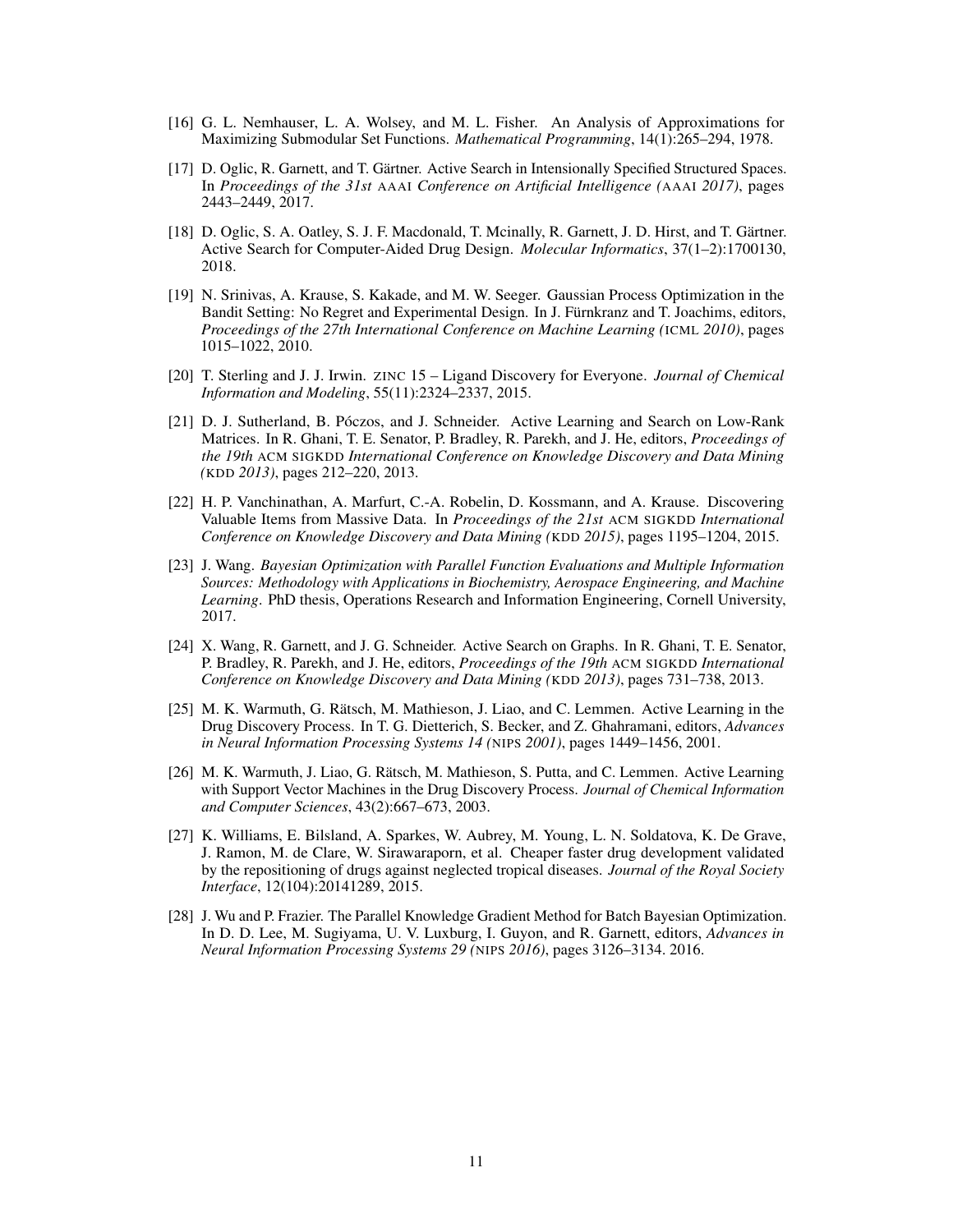[16] G. L. Nemhauser, L. A. Wolsey, and M. L. Fisher. An Analysis of Approximations for Maximizing Submodular Set Functions. *Mathematical Programming*, 14(1):265–294, 1978.

[17] D. Oglic, R. Garnett, and T. Gärtner. Active Search in Intensionally Specified Structured Spaces. In *Proceedings of the 31st* AAAI *Conference on Artificial Intelligence (*AAAI *2017)*, pages 2443–2449, 2017.

[18] D. Oglic, S. A. Oatley, S. J. F. Macdonald, T. Mcinally, R. Garnett, J. D. Hirst, and T. Gärtner. Active Search for Computer-Aided Drug Design. *Molecular Informatics*, 37(1–2):1700130, 2018.

[19] N. Srinivas, A. Krause, S. Kakade, and M. W. Seeger. Gaussian Process Optimization in the Bandit Setting: No Regret and Experimental Design. In J. Fürnkranz and T. Joachims, editors, *Proceedings of the 27th International Conference on Machine Learning (*ICML *2010)*, pages 1015–1022, 2010.

[20] T. Sterling and J. J. Irwin. ZINC 15 – Ligand Discovery for Everyone. *Journal of Chemical Information and Modeling*, 55(11):2324–2337, 2015.

[21] D. J. Sutherland, B. Póczos, and J. Schneider. Active Learning and Search on Low-Rank Matrices. In R. Ghani, T. E. Senator, P. Bradley, R. Parekh, and J. He, editors, *Proceedings of the 19th* ACM SIGKDD *International Conference on Knowledge Discovery and Data Mining (*KDD *2013)*, pages 212–220, 2013.

[22] H. P. Vanchinathan, A. Marfurt, C.-A. Robelin, D. Kossmann, and A. Krause. Discovering Valuable Items from Massive Data. In *Proceedings of the 21st* ACM SIGKDD *International Conference on Knowledge Discovery and Data Mining (*KDD *2015)*, pages 1195–1204, 2015.

[23] J. Wang. *Bayesian Optimization with Parallel Function Evaluations and Multiple Information Sources: Methodology with Applications in Biochemistry, Aerospace Engineering, and Machine Learning*. PhD thesis, Operations Research and Information Engineering, Cornell University, 2017.

[24] X. Wang, R. Garnett, and J. G. Schneider. Active Search on Graphs. In R. Ghani, T. E. Senator, P. Bradley, R. Parekh, and J. He, editors, *Proceedings of the 19th* ACM SIGKDD *International Conference on Knowledge Discovery and Data Mining (*KDD *2013)*, pages 731–738, 2013.

[25] M. K. Warmuth, G. Rätsch, M. Mathieson, J. Liao, and C. Lemmen. Active Learning in the Drug Discovery Process. In T. G. Dietterich, S. Becker, and Z. Ghahramani, editors, *Advances in Neural Information Processing Systems 14 (*NIPS *2001)*, pages 1449–1456, 2001.

[26] M. K. Warmuth, J. Liao, G. Rätsch, M. Mathieson, S. Putta, and C. Lemmen. Active Learning with Support Vector Machines in the Drug Discovery Process. *Journal of Chemical Information and Computer Sciences*, 43(2):667–673, 2003.

[27] K. Williams, E. Bilsland, A. Sparkes, W. Aubrey, M. Young, L. N. Soldatova, K. De Grave, J. Ramon, M. de Clare, W. Sirawaraporn, et al. Cheaper faster drug development validated by the repositioning of drugs against neglected tropical diseases. *Journal of the Royal Society Interface*, 12(104):20141289, 2015.

[28] J. Wu and P. Frazier. The Parallel Knowledge Gradient Method for Batch Bayesian Optimization. In D. D. Lee, M. Sugiyama, U. V. Luxburg, I. Guyon, and R. Garnett, editors, *Advances in Neural Information Processing Systems 29 (*NIPS *2016)*, pages 3126–3134. 2016.